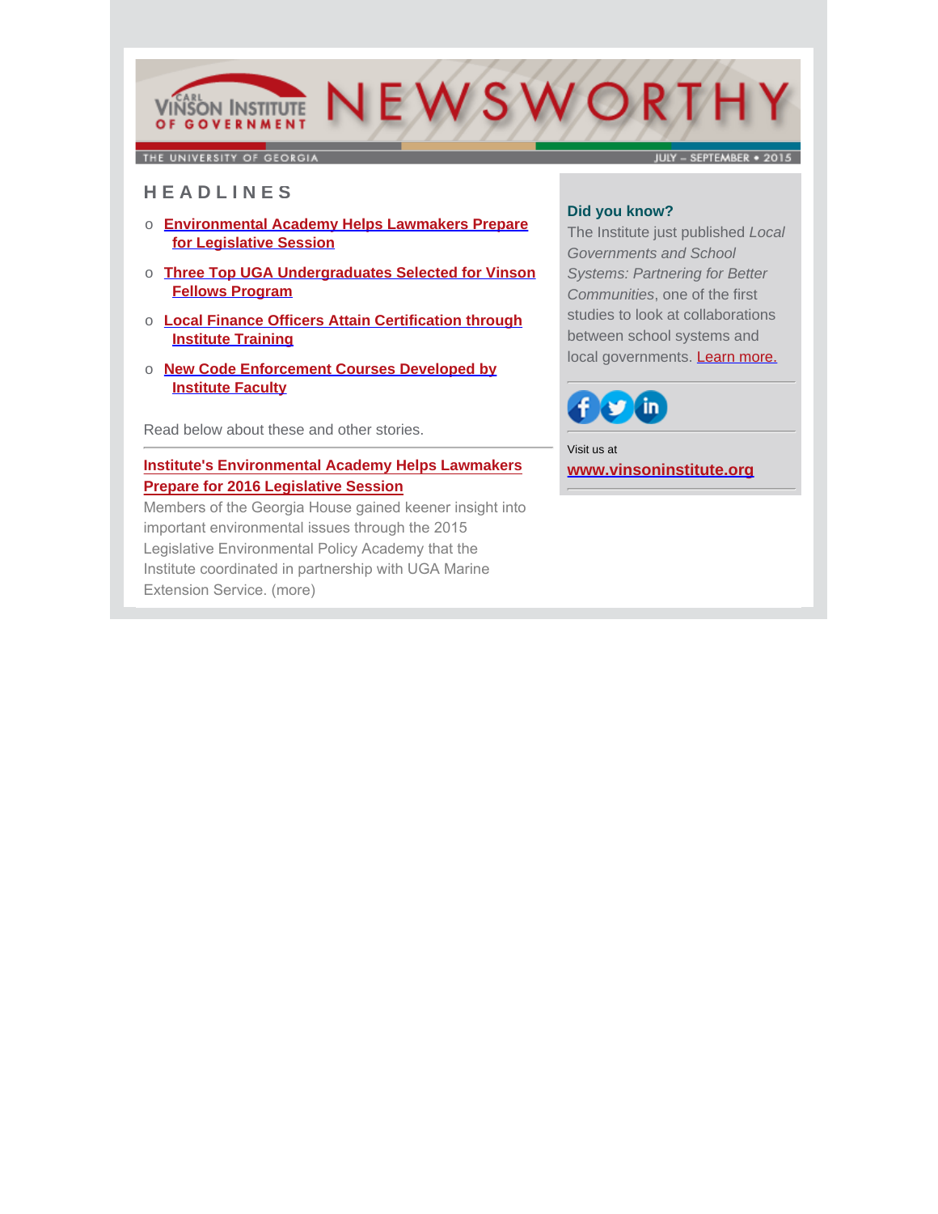# CARL VINSON INSTITUTE OF GOVERNMENT — NEWSWORTHY

THE UNIVERSITY OF GEORGIA — JULY – SEPTEMBER • 2015

## HEADLINES

- **Environmental Academy Helps Lawmakers Prepare for Legislative Session**
- **Three Top UGA Undergraduates Selected for Vinson Fellows Program**
- **Local Finance Officers Attain Certification through Institute Training**
- **New Code Enforcement Courses Developed by Institute Faculty**

Read below about these and other stories.

---

### Institute's Environmental Academy Helps Lawmakers Prepare for 2016 Legislative Session

Members of the Georgia House gained keener insight into important environmental issues through the 2015 Legislative Environmental Policy Academy that the Institute coordinated in partnership with UGA Marine Extension Service. (more)

---

**Did you know?**

The Institute just published *Local Governments and School Systems: Partnering for Better Communities*, one of the first studies to look at collaborations between school systems and local governments. Learn more.

---

Visit us at

**www.vinsoninstitute.org**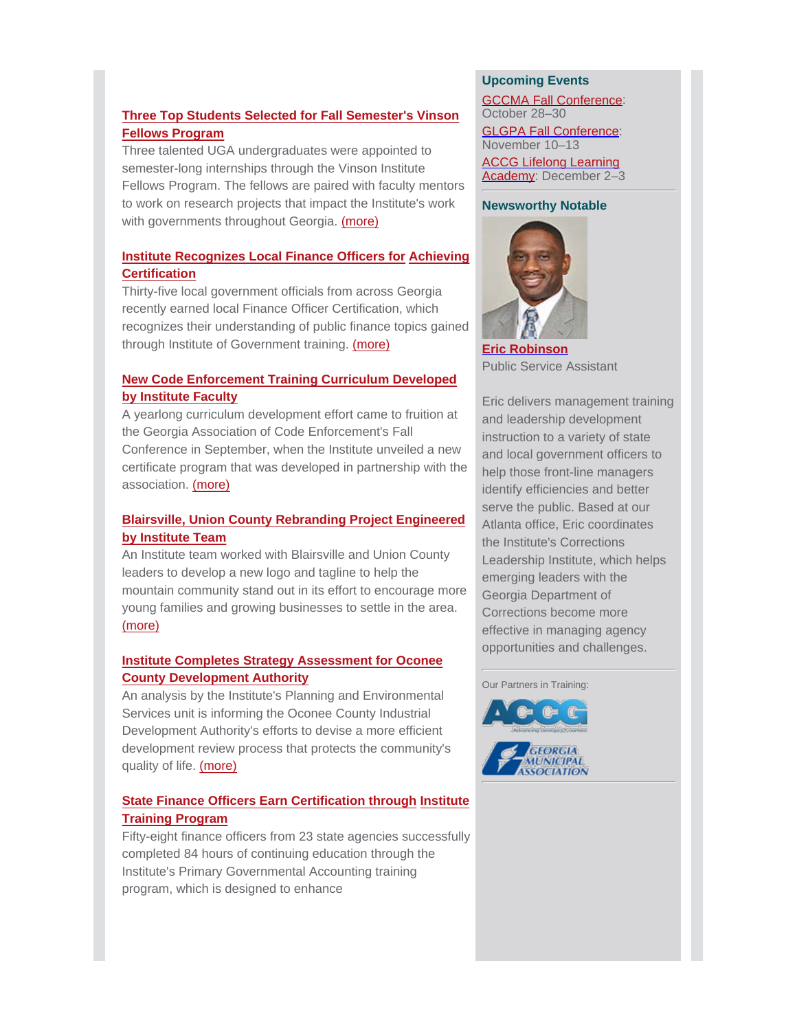### Three Top Students Selected for Fall Semester's Vinson Fellows Program

Three talented UGA undergraduates were appointed to semester-long internships through the Vinson Institute Fellows Program. The fellows are paired with faculty mentors to work on research projects that impact the Institute's work with governments throughout Georgia. (more)

### Institute Recognizes Local Finance Officers for Achieving Certification

Thirty-five local government officials from across Georgia recently earned local Finance Officer Certification, which recognizes their understanding of public finance topics gained through Institute of Government training. (more)

### New Code Enforcement Training Curriculum Developed by Institute Faculty

A yearlong curriculum development effort came to fruition at the Georgia Association of Code Enforcement's Fall Conference in September, when the Institute unveiled a new certificate program that was developed in partnership with the association. (more)

### Blairsville, Union County Rebranding Project Engineered by Institute Team

An Institute team worked with Blairsville and Union County leaders to develop a new logo and tagline to help the mountain community stand out in its effort to encourage more young families and growing businesses to settle in the area. (more)

### Institute Completes Strategy Assessment for Oconee County Development Authority

An analysis by the Institute's Planning and Environmental Services unit is informing the Oconee County Industrial Development Authority's efforts to devise a more efficient development review process that protects the community's quality of life. (more)

### State Finance Officers Earn Certification through Institute Training Program

Fifty-eight finance officers from 23 state agencies successfully completed 84 hours of continuing education through the Institute's Primary Governmental Accounting training program, which is designed to enhance

## Upcoming Events

GCCMA Fall Conference: October 28–30

GLGPA Fall Conference: November 10–13

ACCG Lifelong Learning Academy: December 2–3

## Newsworthy Notable

**Eric Robinson**
Public Service Assistant

Eric delivers management training and leadership development instruction to a variety of state and local government officers to help those front-line managers identify efficiencies and better serve the public. Based at our Atlanta office, Eric coordinates the Institute's Corrections Leadership Institute, which helps emerging leaders with the Georgia Department of Corrections become more effective in managing agency opportunities and challenges.

Our Partners in Training:

ACCG

Georgia Municipal Association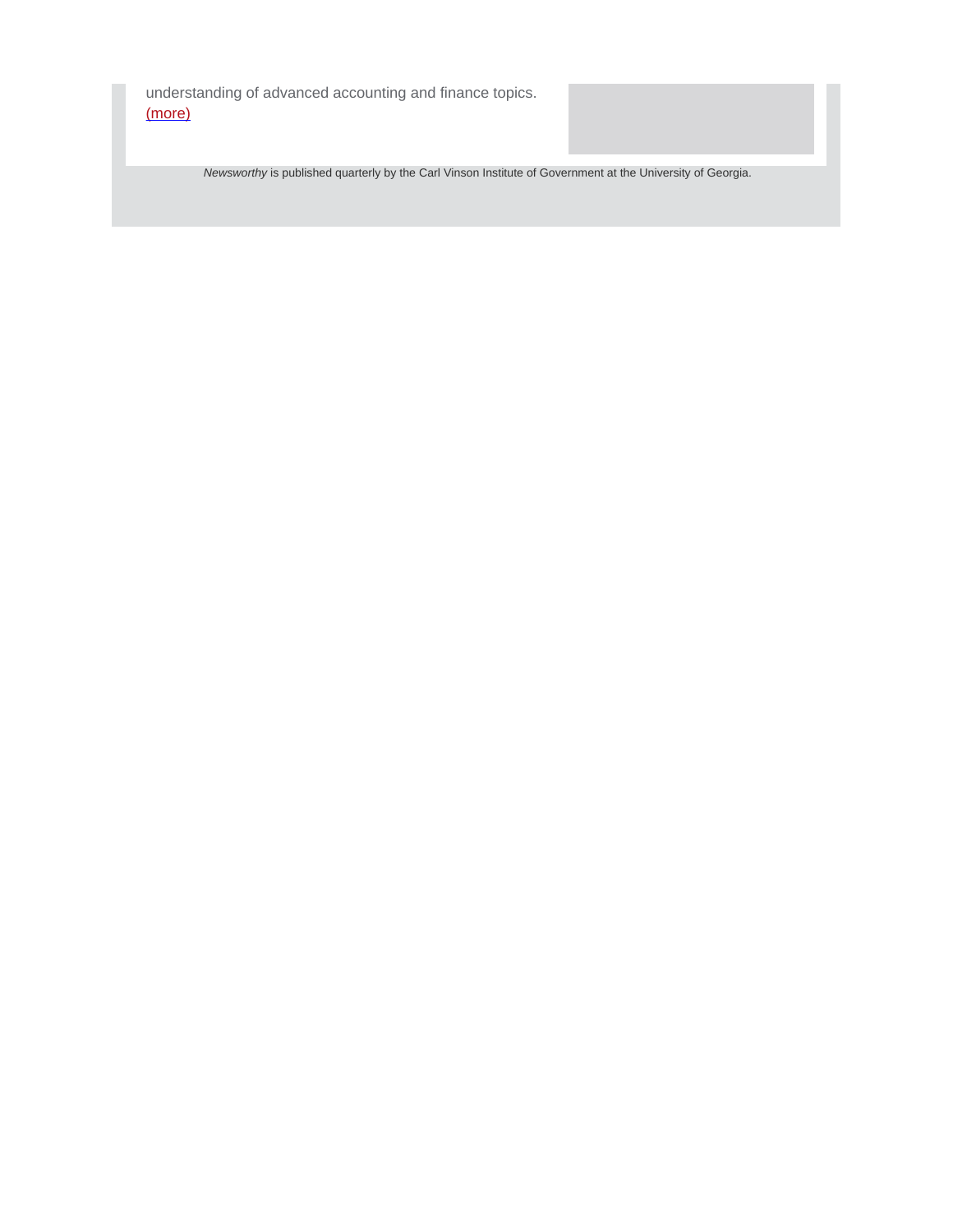understanding of advanced accounting and finance topics.
(more)

*Newsworthy* is published quarterly by the Carl Vinson Institute of Government at the University of Georgia.